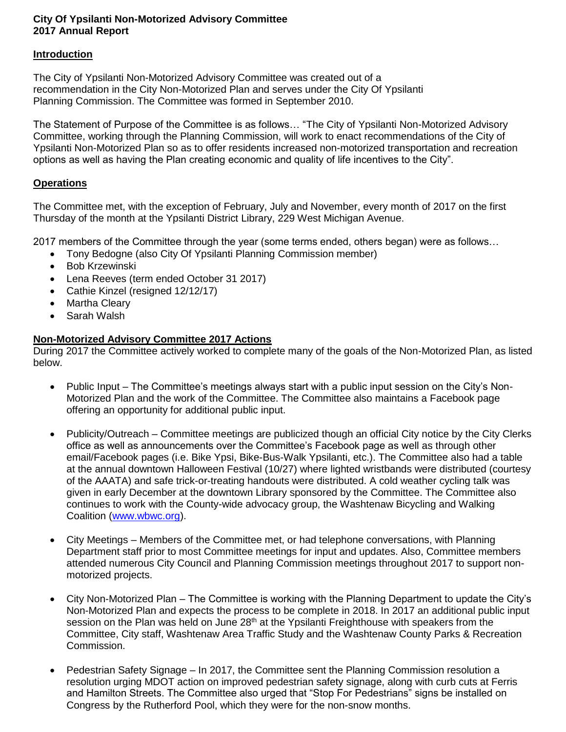**City Of Ypsilanti Non-Motorized Advisory Committee**
**2017 Annual Report**

## Introduction

The City of Ypsilanti Non-Motorized Advisory Committee was created out of a recommendation in the City Non-Motorized Plan and serves under the City Of Ypsilanti Planning Commission. The Committee was formed in September 2010.

The Statement of Purpose of the Committee is as follows… "The City of Ypsilanti Non-Motorized Advisory Committee, working through the Planning Commission, will work to enact recommendations of the City of Ypsilanti Non-Motorized Plan so as to offer residents increased non-motorized transportation and recreation options as well as having the Plan creating economic and quality of life incentives to the City".

## Operations

The Committee met, with the exception of February, July and November, every month of 2017 on the first Thursday of the month at the Ypsilanti District Library, 229 West Michigan Avenue.

2017 members of the Committee through the year (some terms ended, others began) were as follows…

- Tony Bedogne (also City Of Ypsilanti Planning Commission member)
- Bob Krzewinski
- Lena Reeves (term ended October 31 2017)
- Cathie Kinzel (resigned 12/12/17)
- Martha Cleary
- Sarah Walsh

## Non-Motorized Advisory Committee 2017 Actions

During 2017 the Committee actively worked to complete many of the goals of the Non-Motorized Plan, as listed below.

- Public Input – The Committee's meetings always start with a public input session on the City's Non-Motorized Plan and the work of the Committee. The Committee also maintains a Facebook page offering an opportunity for additional public input.

- Publicity/Outreach – Committee meetings are publicized though an official City notice by the City Clerks office as well as announcements over the Committee's Facebook page as well as through other email/Facebook pages (i.e. Bike Ypsi, Bike-Bus-Walk Ypsilanti, etc.). The Committee also had a table at the annual downtown Halloween Festival (10/27) where lighted wristbands were distributed (courtesy of the AAATA) and safe trick-or-treating handouts were distributed. A cold weather cycling talk was given in early December at the downtown Library sponsored by the Committee. The Committee also continues to work with the County-wide advocacy group, the Washtenaw Bicycling and Walking Coalition (www.wbwc.org).

- City Meetings – Members of the Committee met, or had telephone conversations, with Planning Department staff prior to most Committee meetings for input and updates. Also, Committee members attended numerous City Council and Planning Commission meetings throughout 2017 to support non-motorized projects.

- City Non-Motorized Plan – The Committee is working with the Planning Department to update the City's Non-Motorized Plan and expects the process to be complete in 2018. In 2017 an additional public input session on the Plan was held on June 28th at the Ypsilanti Freighthouse with speakers from the Committee, City staff, Washtenaw Area Traffic Study and the Washtenaw County Parks & Recreation Commission.

- Pedestrian Safety Signage – In 2017, the Committee sent the Planning Commission resolution a resolution urging MDOT action on improved pedestrian safety signage, along with curb cuts at Ferris and Hamilton Streets. The Committee also urged that "Stop For Pedestrians" signs be installed on Congress by the Rutherford Pool, which they were for the non-snow months.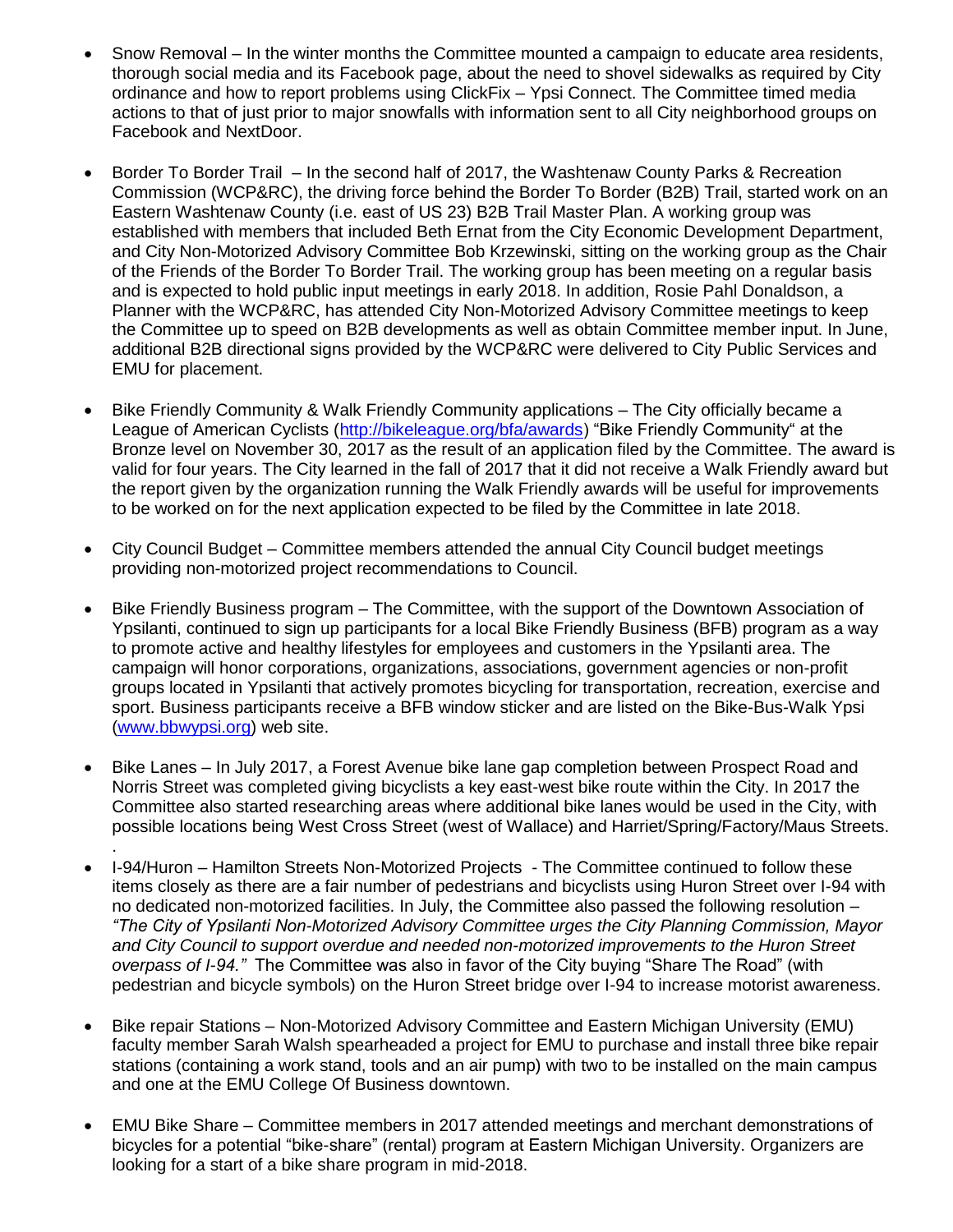- Snow Removal – In the winter months the Committee mounted a campaign to educate area residents, thorough social media and its Facebook page, about the need to shovel sidewalks as required by City ordinance and how to report problems using ClickFix – Ypsi Connect. The Committee timed media actions to that of just prior to major snowfalls with information sent to all City neighborhood groups on Facebook and NextDoor.

- Border To Border Trail – In the second half of 2017, the Washtenaw County Parks & Recreation Commission (WCP&RC), the driving force behind the Border To Border (B2B) Trail, started work on an Eastern Washtenaw County (i.e. east of US 23) B2B Trail Master Plan. A working group was established with members that included Beth Ernat from the City Economic Development Department, and City Non-Motorized Advisory Committee Bob Krzewinski, sitting on the working group as the Chair of the Friends of the Border To Border Trail. The working group has been meeting on a regular basis and is expected to hold public input meetings in early 2018. In addition, Rosie Pahl Donaldson, a Planner with the WCP&RC, has attended City Non-Motorized Advisory Committee meetings to keep the Committee up to speed on B2B developments as well as obtain Committee member input. In June, additional B2B directional signs provided by the WCP&RC were delivered to City Public Services and EMU for placement.

- Bike Friendly Community & Walk Friendly Community applications – The City officially became a League of American Cyclists (http://bikeleague.org/bfa/awards) "Bike Friendly Community" at the Bronze level on November 30, 2017 as the result of an application filed by the Committee. The award is valid for four years. The City learned in the fall of 2017 that it did not receive a Walk Friendly award but the report given by the organization running the Walk Friendly awards will be useful for improvements to be worked on for the next application expected to be filed by the Committee in late 2018.

- City Council Budget – Committee members attended the annual City Council budget meetings providing non-motorized project recommendations to Council.

- Bike Friendly Business program – The Committee, with the support of the Downtown Association of Ypsilanti, continued to sign up participants for a local Bike Friendly Business (BFB) program as a way to promote active and healthy lifestyles for employees and customers in the Ypsilanti area. The campaign will honor corporations, organizations, associations, government agencies or non-profit groups located in Ypsilanti that actively promotes bicycling for transportation, recreation, exercise and sport. Business participants receive a BFB window sticker and are listed on the Bike-Bus-Walk Ypsi (www.bbwypsi.org) web site.

- Bike Lanes – In July 2017, a Forest Avenue bike lane gap completion between Prospect Road and Norris Street was completed giving bicyclists a key east-west bike route within the City. In 2017 the Committee also started researching areas where additional bike lanes would be used in the City, with possible locations being West Cross Street (west of Wallace) and Harriet/Spring/Factory/Maus Streets.
.
- I-94/Huron – Hamilton Streets Non-Motorized Projects - The Committee continued to follow these items closely as there are a fair number of pedestrians and bicyclists using Huron Street over I-94 with no dedicated non-motorized facilities. In July, the Committee also passed the following resolution – *"The City of Ypsilanti Non-Motorized Advisory Committee urges the City Planning Commission, Mayor and City Council to support overdue and needed non-motorized improvements to the Huron Street overpass of I-94."* The Committee was also in favor of the City buying "Share The Road" (with pedestrian and bicycle symbols) on the Huron Street bridge over I-94 to increase motorist awareness.

- Bike repair Stations – Non-Motorized Advisory Committee and Eastern Michigan University (EMU) faculty member Sarah Walsh spearheaded a project for EMU to purchase and install three bike repair stations (containing a work stand, tools and an air pump) with two to be installed on the main campus and one at the EMU College Of Business downtown.

- EMU Bike Share – Committee members in 2017 attended meetings and merchant demonstrations of bicycles for a potential "bike-share" (rental) program at Eastern Michigan University. Organizers are looking for a start of a bike share program in mid-2018.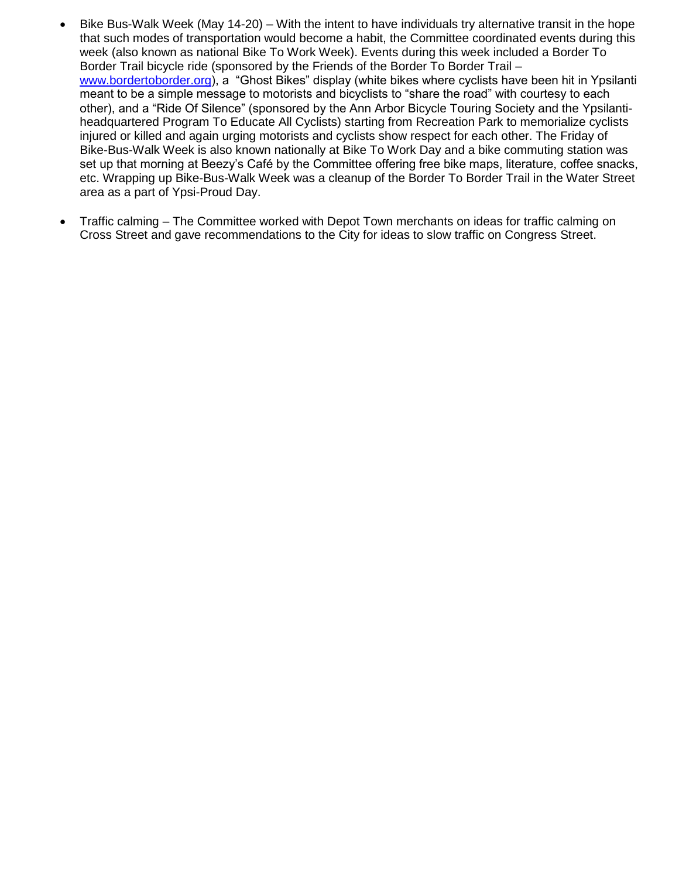- Bike Bus-Walk Week (May 14-20) – With the intent to have individuals try alternative transit in the hope that such modes of transportation would become a habit, the Committee coordinated events during this week (also known as national Bike To Work Week). Events during this week included a Border To Border Trail bicycle ride (sponsored by the Friends of the Border To Border Trail – [www.bordertoborder.org](http://www.bordertoborder.org)), a "Ghost Bikes" display (white bikes where cyclists have been hit in Ypsilanti meant to be a simple message to motorists and bicyclists to "share the road" with courtesy to each other), and a "Ride Of Silence" (sponsored by the Ann Arbor Bicycle Touring Society and the Ypsilanti-headquartered Program To Educate All Cyclists) starting from Recreation Park to memorialize cyclists injured or killed and again urging motorists and cyclists show respect for each other. The Friday of Bike-Bus-Walk Week is also known nationally at Bike To Work Day and a bike commuting station was set up that morning at Beezy's Café by the Committee offering free bike maps, literature, coffee snacks, etc. Wrapping up Bike-Bus-Walk Week was a cleanup of the Border To Border Trail in the Water Street area as a part of Ypsi-Proud Day.

- Traffic calming – The Committee worked with Depot Town merchants on ideas for traffic calming on Cross Street and gave recommendations to the City for ideas to slow traffic on Congress Street.